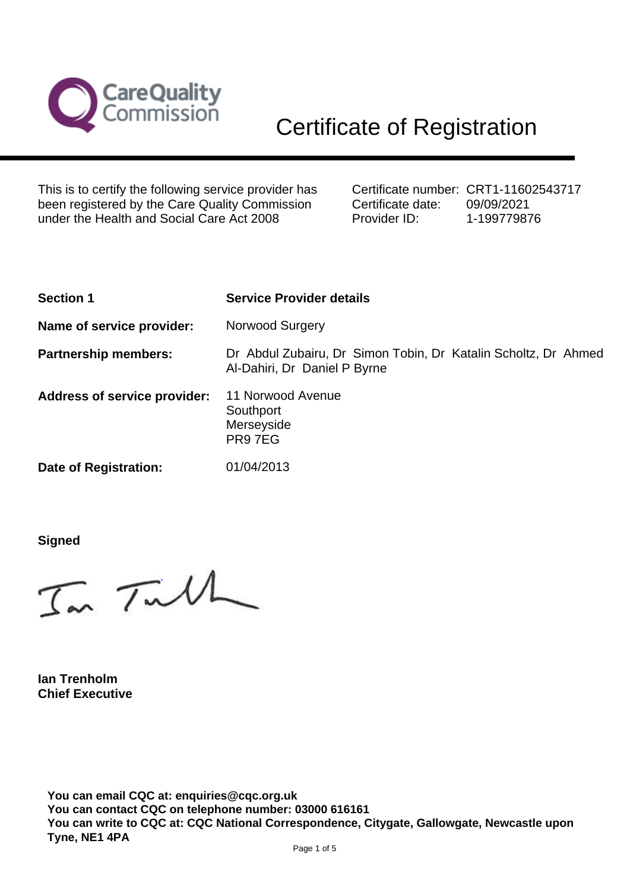# Certificate of Registration

This is to certify the following service provider has been registered by the Care Quality Commission under the Health and Social Care Act 2008

Certificate number: CRT1-11602543717
Certificate date: 09/09/2021
Provider ID: 1-199779876

| **Section 1** | **Service Provider details** |
|---|---|
| **Name of service provider:** | Norwood Surgery |
| **Partnership members:** | Dr Abdul Zubairu, Dr Simon Tobin, Dr Katalin Scholtz, Dr Ahmed Al-Dahiri, Dr Daniel P Byrne |
| **Address of service provider:** | 11 Norwood Avenue<br>Southport<br>Merseyside<br>PR9 7EG |
| **Date of Registration:** | 01/04/2013 |

**Signed**

**Ian Trenholm**
**Chief Executive**

**You can email CQC at: enquiries@cqc.org.uk**
**You can contact CQC on telephone number: 03000 616161**
**You can write to CQC at: CQC National Correspondence, Citygate, Gallowgate, Newcastle upon Tyne, NE1 4PA**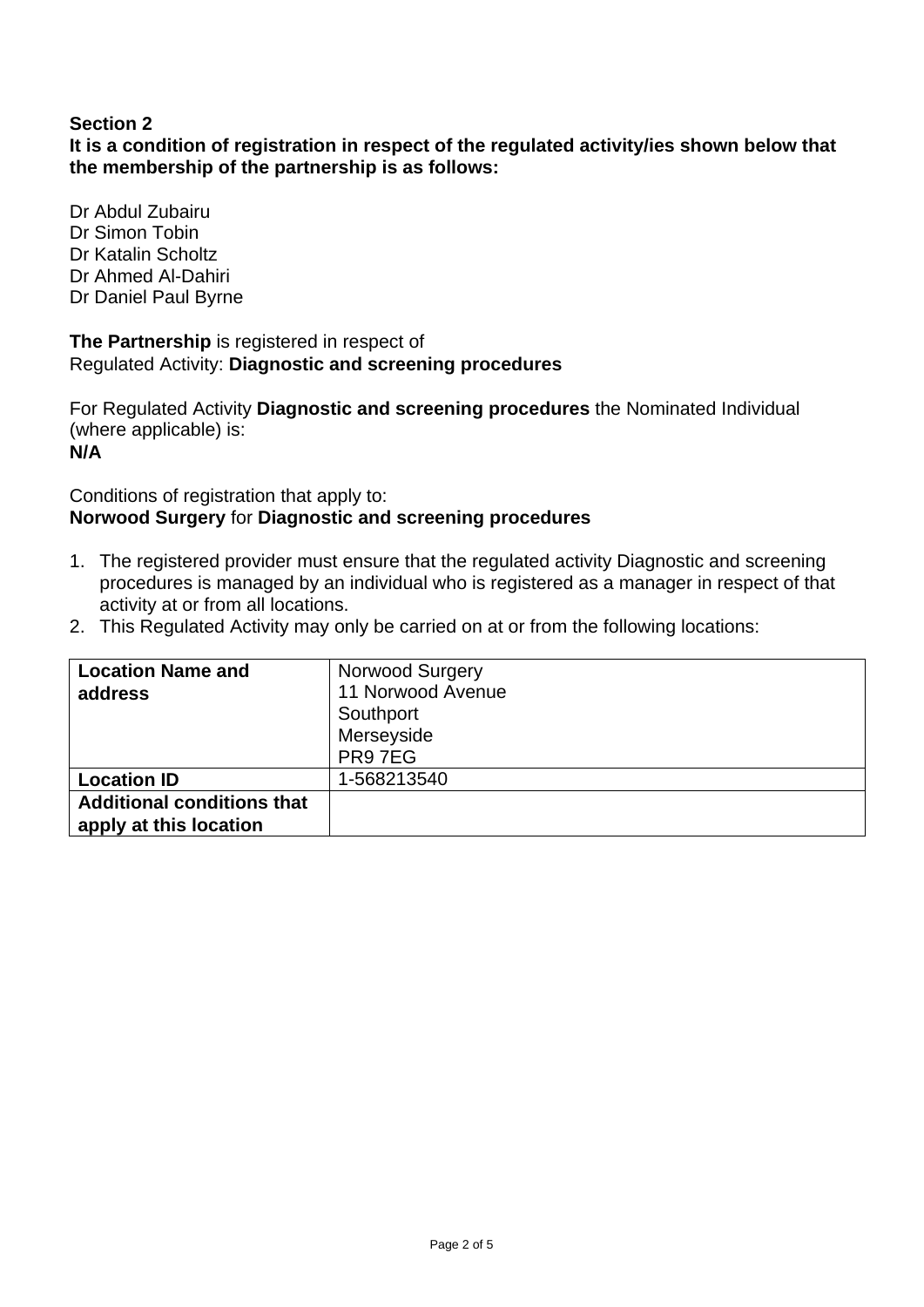**Section 2**
**It is a condition of registration in respect of the regulated activity/ies shown below that the membership of the partnership is as follows:**

Dr Abdul Zubairu
Dr Simon Tobin
Dr Katalin Scholtz
Dr Ahmed Al-Dahiri
Dr Daniel Paul Byrne

**The Partnership** is registered in respect of
Regulated Activity: **Diagnostic and screening procedures**

For Regulated Activity **Diagnostic and screening procedures** the Nominated Individual (where applicable) is:
**N/A**

Conditions of registration that apply to:
**Norwood Surgery** for **Diagnostic and screening procedures**

1. The registered provider must ensure that the regulated activity Diagnostic and screening procedures is managed by an individual who is registered as a manager in respect of that activity at or from all locations.
2. This Regulated Activity may only be carried on at or from the following locations:

| **Location Name and address** | Norwood Surgery<br>11 Norwood Avenue<br>Southport<br>Merseyside<br>PR9 7EG |
|---|---|
| **Location ID** | 1-568213540 |
| **Additional conditions that apply at this location** | |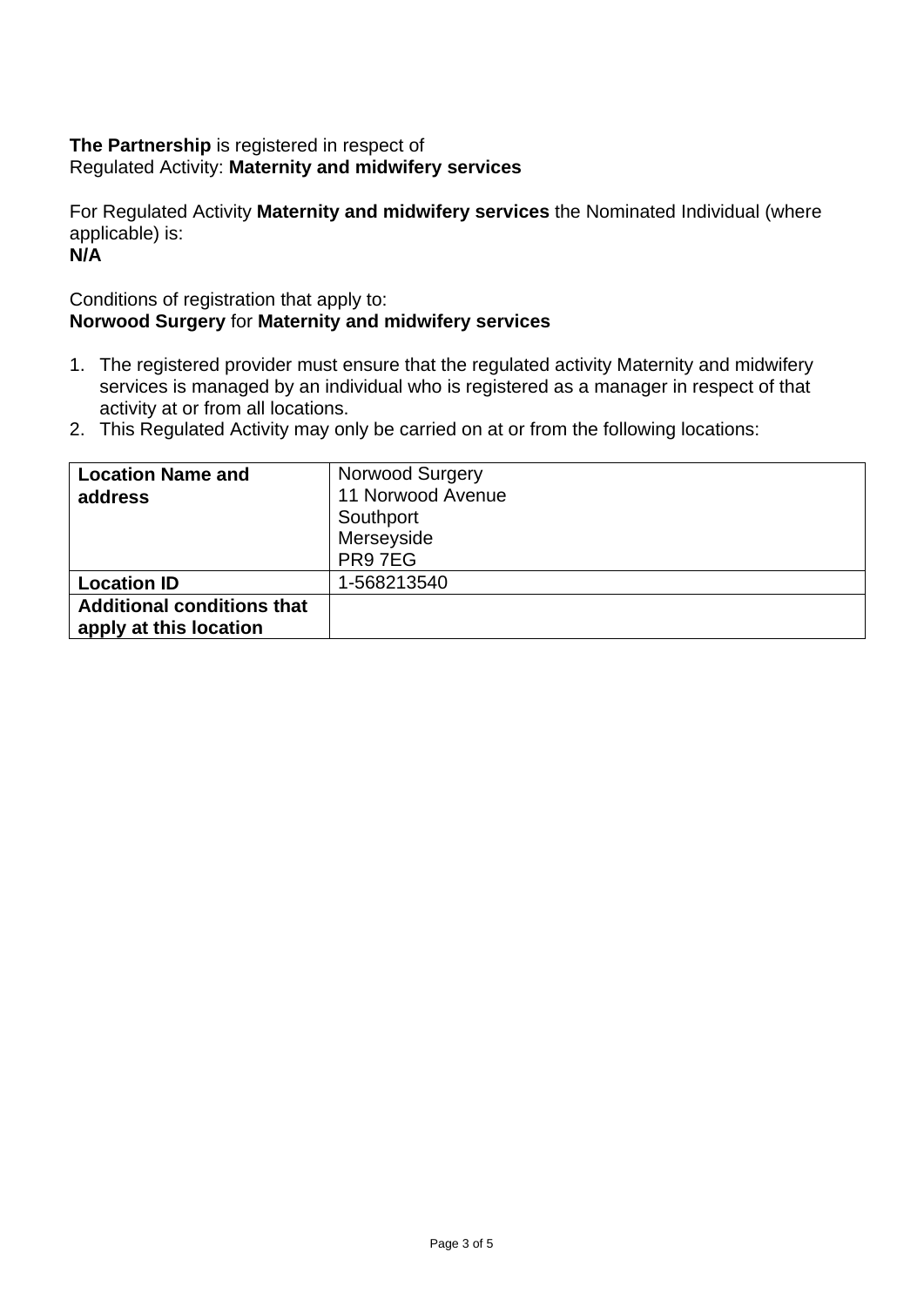**The Partnership** is registered in respect of
Regulated Activity: **Maternity and midwifery services**

For Regulated Activity **Maternity and midwifery services** the Nominated Individual (where applicable) is:
**N/A**

Conditions of registration that apply to:
**Norwood Surgery** for **Maternity and midwifery services**

1. The registered provider must ensure that the regulated activity Maternity and midwifery services is managed by an individual who is registered as a manager in respect of that activity at or from all locations.
2. This Regulated Activity may only be carried on at or from the following locations:

| **Location Name and address** | Norwood Surgery<br>11 Norwood Avenue<br>Southport<br>Merseyside<br>PR9 7EG |
|---|---|
| **Location ID** | 1-568213540 |
| **Additional conditions that apply at this location** | |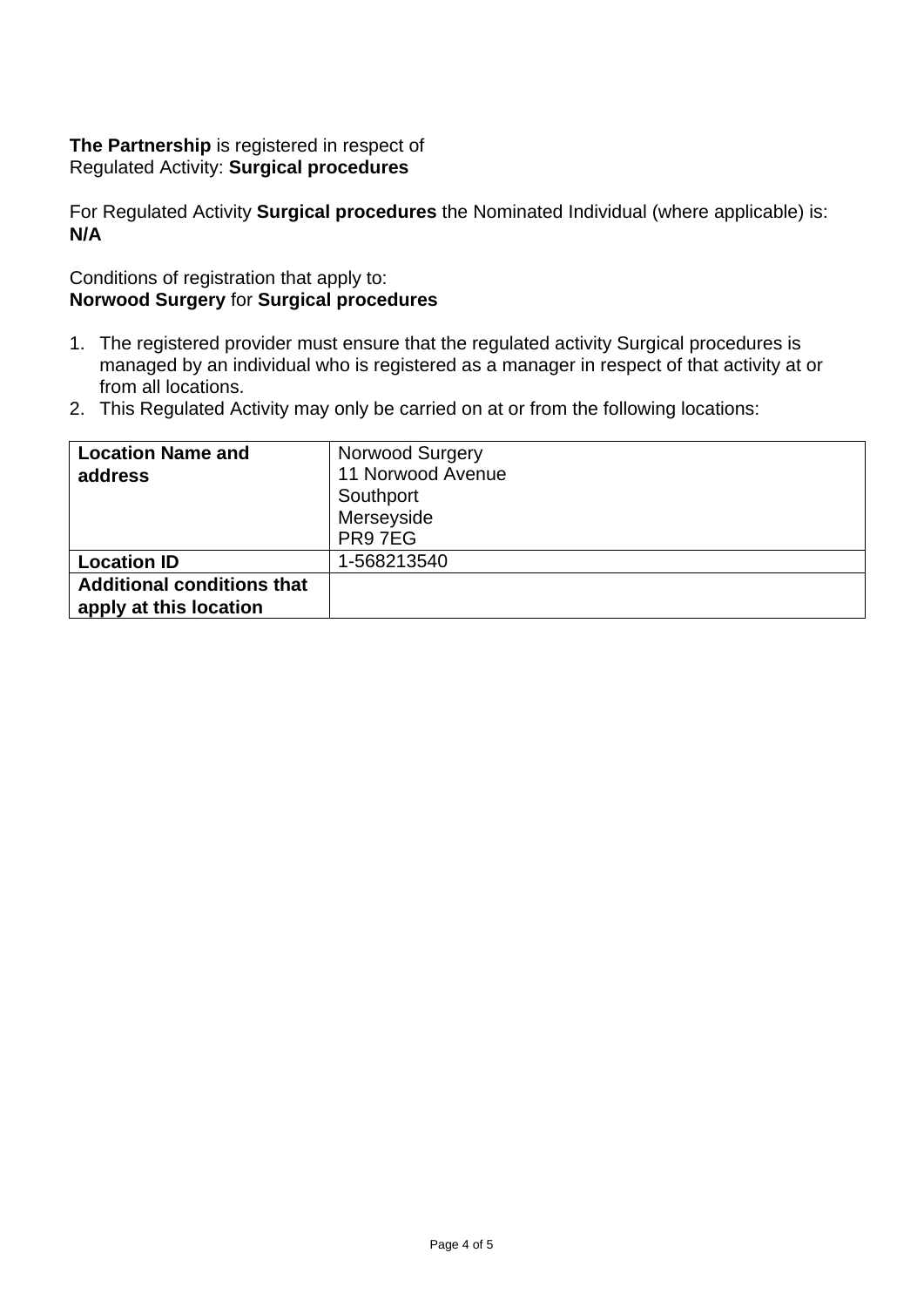**The Partnership** is registered in respect of
Regulated Activity: **Surgical procedures**

For Regulated Activity **Surgical procedures** the Nominated Individual (where applicable) is:
**N/A**

Conditions of registration that apply to:
**Norwood Surgery** for **Surgical procedures**

1. The registered provider must ensure that the regulated activity Surgical procedures is managed by an individual who is registered as a manager in respect of that activity at or from all locations.
2. This Regulated Activity may only be carried on at or from the following locations:

| **Location Name and address** | Norwood Surgery<br>11 Norwood Avenue<br>Southport<br>Merseyside<br>PR9 7EG |
|---|---|
| **Location ID** | 1-568213540 |
| **Additional conditions that apply at this location** | |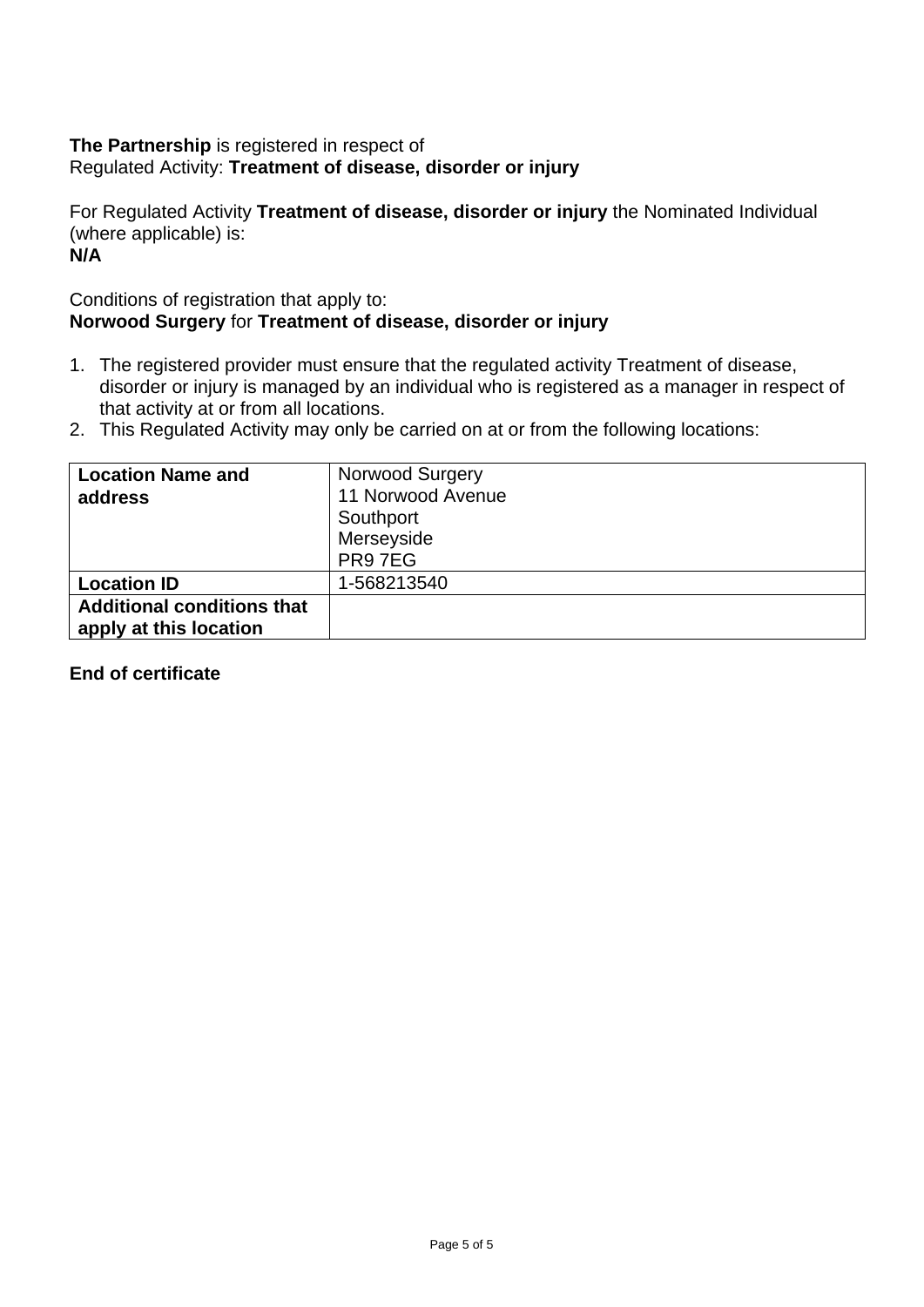**The Partnership** is registered in respect of
Regulated Activity: **Treatment of disease, disorder or injury**

For Regulated Activity **Treatment of disease, disorder or injury** the Nominated Individual (where applicable) is:
**N/A**

Conditions of registration that apply to:
**Norwood Surgery** for **Treatment of disease, disorder or injury**

1. The registered provider must ensure that the regulated activity Treatment of disease, disorder or injury is managed by an individual who is registered as a manager in respect of that activity at or from all locations.
2. This Regulated Activity may only be carried on at or from the following locations:

| | |
|---|---|
| **Location Name and address** | Norwood Surgery<br>11 Norwood Avenue<br>Southport<br>Merseyside<br>PR9 7EG |
| **Location ID** | 1-568213540 |
| **Additional conditions that apply at this location** | |

**End of certificate**